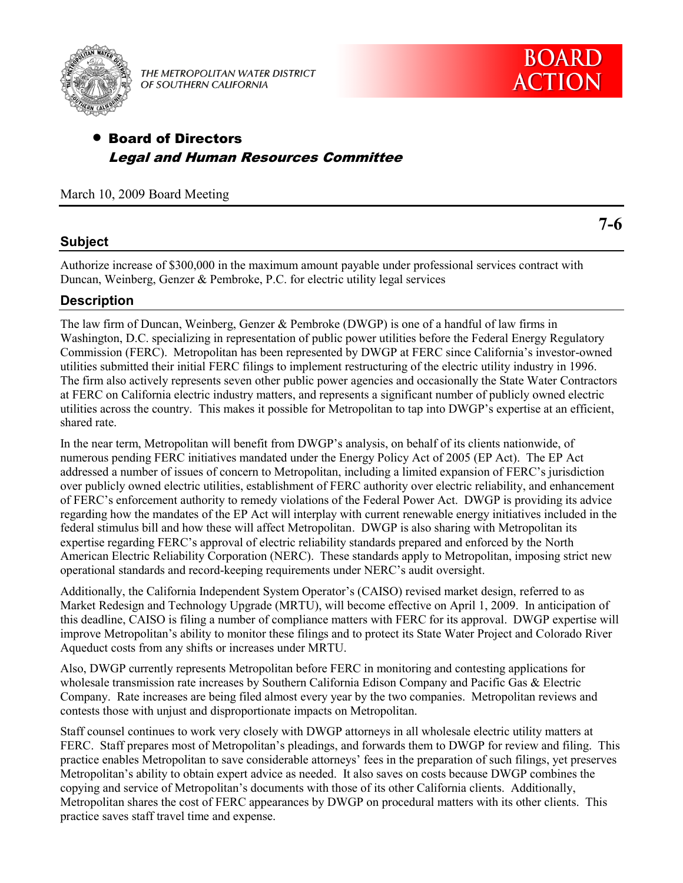THE METROPOLITAN WATER DISTRICT OF SOUTHERN CALIFORNIA

**BOARD ACTION**

- **Board of Directors**
  ***Legal and Human Resources Committee***

March 10, 2009 Board Meeting

**7-6**

## Subject

Authorize increase of $300,000 in the maximum amount payable under professional services contract with Duncan, Weinberg, Genzer & Pembroke, P.C. for electric utility legal services

## Description

The law firm of Duncan, Weinberg, Genzer & Pembroke (DWGP) is one of a handful of law firms in Washington, D.C. specializing in representation of public power utilities before the Federal Energy Regulatory Commission (FERC). Metropolitan has been represented by DWGP at FERC since California's investor-owned utilities submitted their initial FERC filings to implement restructuring of the electric utility industry in 1996. The firm also actively represents seven other public power agencies and occasionally the State Water Contractors at FERC on California electric industry matters, and represents a significant number of publicly owned electric utilities across the country. This makes it possible for Metropolitan to tap into DWGP's expertise at an efficient, shared rate.

In the near term, Metropolitan will benefit from DWGP's analysis, on behalf of its clients nationwide, of numerous pending FERC initiatives mandated under the Energy Policy Act of 2005 (EP Act). The EP Act addressed a number of issues of concern to Metropolitan, including a limited expansion of FERC's jurisdiction over publicly owned electric utilities, establishment of FERC authority over electric reliability, and enhancement of FERC's enforcement authority to remedy violations of the Federal Power Act. DWGP is providing its advice regarding how the mandates of the EP Act will interplay with current renewable energy initiatives included in the federal stimulus bill and how these will affect Metropolitan. DWGP is also sharing with Metropolitan its expertise regarding FERC's approval of electric reliability standards prepared and enforced by the North American Electric Reliability Corporation (NERC). These standards apply to Metropolitan, imposing strict new operational standards and record-keeping requirements under NERC's audit oversight.

Additionally, the California Independent System Operator's (CAISO) revised market design, referred to as Market Redesign and Technology Upgrade (MRTU), will become effective on April 1, 2009. In anticipation of this deadline, CAISO is filing a number of compliance matters with FERC for its approval. DWGP expertise will improve Metropolitan's ability to monitor these filings and to protect its State Water Project and Colorado River Aqueduct costs from any shifts or increases under MRTU.

Also, DWGP currently represents Metropolitan before FERC in monitoring and contesting applications for wholesale transmission rate increases by Southern California Edison Company and Pacific Gas & Electric Company. Rate increases are being filed almost every year by the two companies. Metropolitan reviews and contests those with unjust and disproportionate impacts on Metropolitan.

Staff counsel continues to work very closely with DWGP attorneys in all wholesale electric utility matters at FERC. Staff prepares most of Metropolitan's pleadings, and forwards them to DWGP for review and filing. This practice enables Metropolitan to save considerable attorneys' fees in the preparation of such filings, yet preserves Metropolitan's ability to obtain expert advice as needed. It also saves on costs because DWGP combines the copying and service of Metropolitan's documents with those of its other California clients. Additionally, Metropolitan shares the cost of FERC appearances by DWGP on procedural matters with its other clients. This practice saves staff travel time and expense.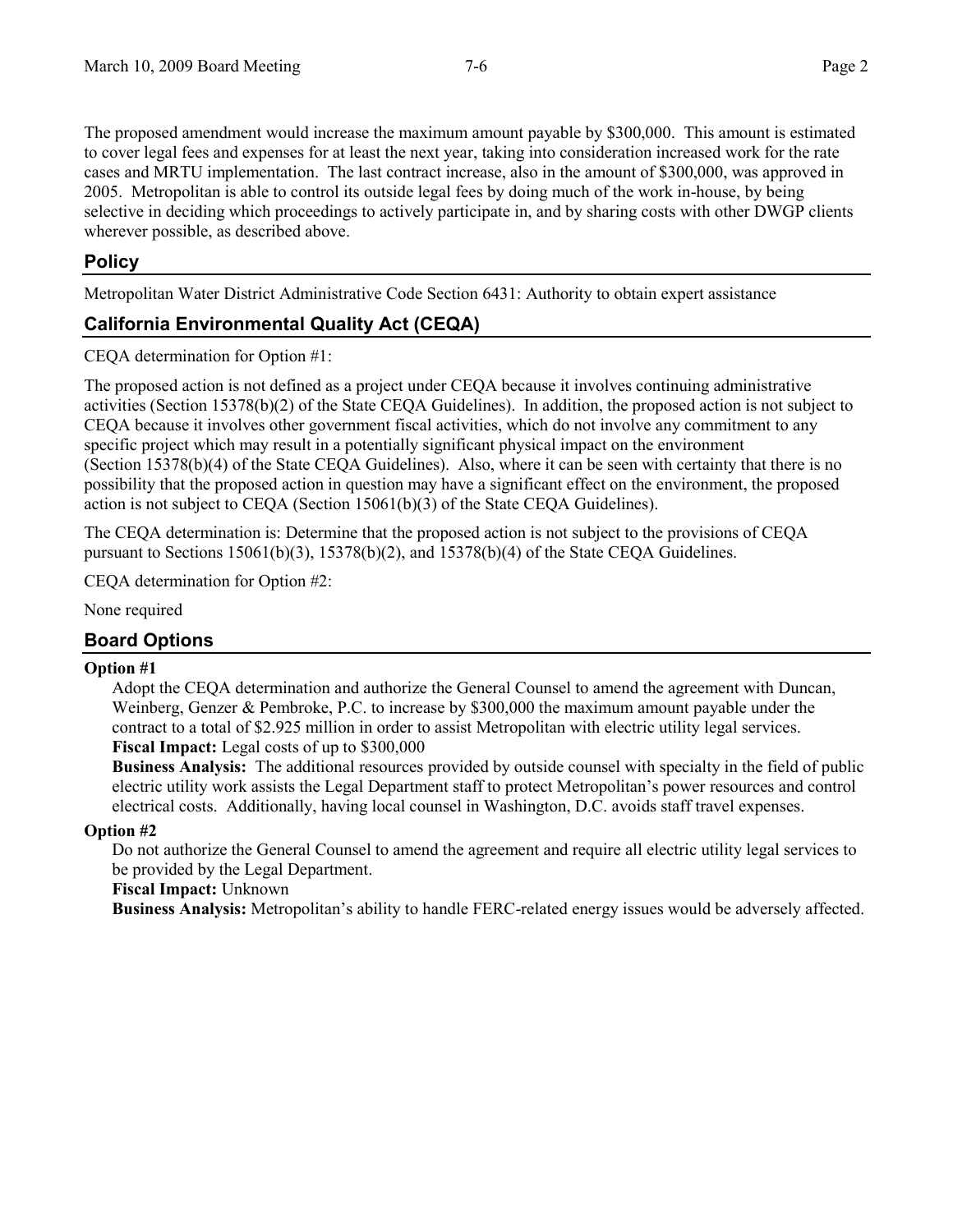The proposed amendment would increase the maximum amount payable by $300,000. This amount is estimated to cover legal fees and expenses for at least the next year, taking into consideration increased work for the rate cases and MRTU implementation. The last contract increase, also in the amount of $300,000, was approved in 2005. Metropolitan is able to control its outside legal fees by doing much of the work in-house, by being selective in deciding which proceedings to actively participate in, and by sharing costs with other DWGP clients wherever possible, as described above.

## Policy

Metropolitan Water District Administrative Code Section 6431: Authority to obtain expert assistance

## California Environmental Quality Act (CEQA)

CEQA determination for Option #1:

The proposed action is not defined as a project under CEQA because it involves continuing administrative activities (Section 15378(b)(2) of the State CEQA Guidelines). In addition, the proposed action is not subject to CEQA because it involves other government fiscal activities, which do not involve any commitment to any specific project which may result in a potentially significant physical impact on the environment (Section 15378(b)(4) of the State CEQA Guidelines). Also, where it can be seen with certainty that there is no possibility that the proposed action in question may have a significant effect on the environment, the proposed action is not subject to CEQA (Section 15061(b)(3) of the State CEQA Guidelines).

The CEQA determination is: Determine that the proposed action is not subject to the provisions of CEQA pursuant to Sections 15061(b)(3), 15378(b)(2), and 15378(b)(4) of the State CEQA Guidelines.

CEQA determination for Option #2:

None required

## Board Options

**Option #1**

Adopt the CEQA determination and authorize the General Counsel to amend the agreement with Duncan, Weinberg, Genzer & Pembroke, P.C. to increase by $300,000 the maximum amount payable under the contract to a total of $2.925 million in order to assist Metropolitan with electric utility legal services.

**Fiscal Impact:** Legal costs of up to $300,000

**Business Analysis:** The additional resources provided by outside counsel with specialty in the field of public electric utility work assists the Legal Department staff to protect Metropolitan's power resources and control electrical costs. Additionally, having local counsel in Washington, D.C. avoids staff travel expenses.

**Option #2**

Do not authorize the General Counsel to amend the agreement and require all electric utility legal services to be provided by the Legal Department.

**Fiscal Impact:** Unknown

**Business Analysis:** Metropolitan's ability to handle FERC-related energy issues would be adversely affected.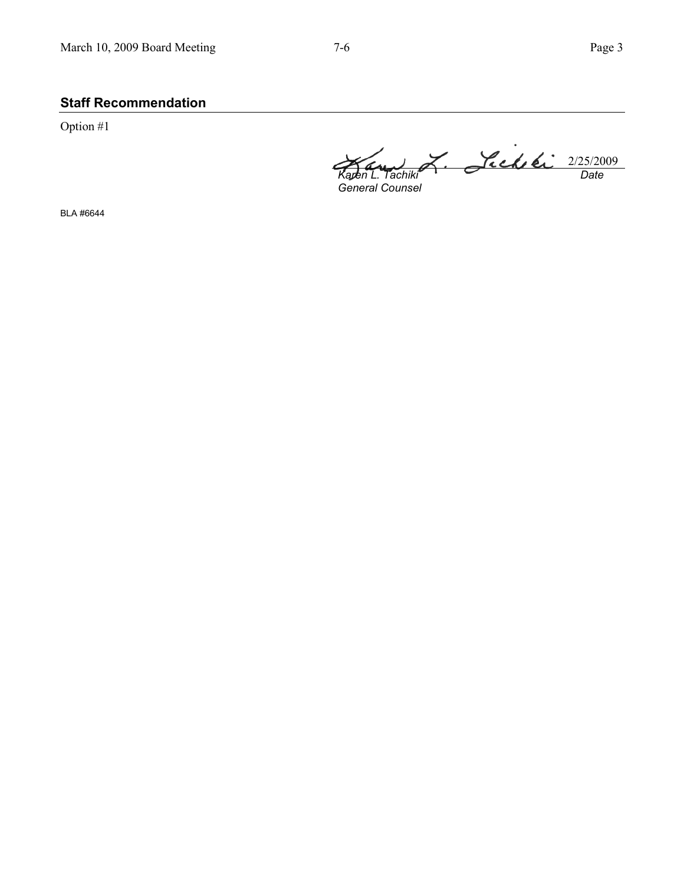## Staff Recommendation

Option #1

2/25/2009

*Karen L. Tachiki* — *Date*

*General Counsel*

BLA #6644